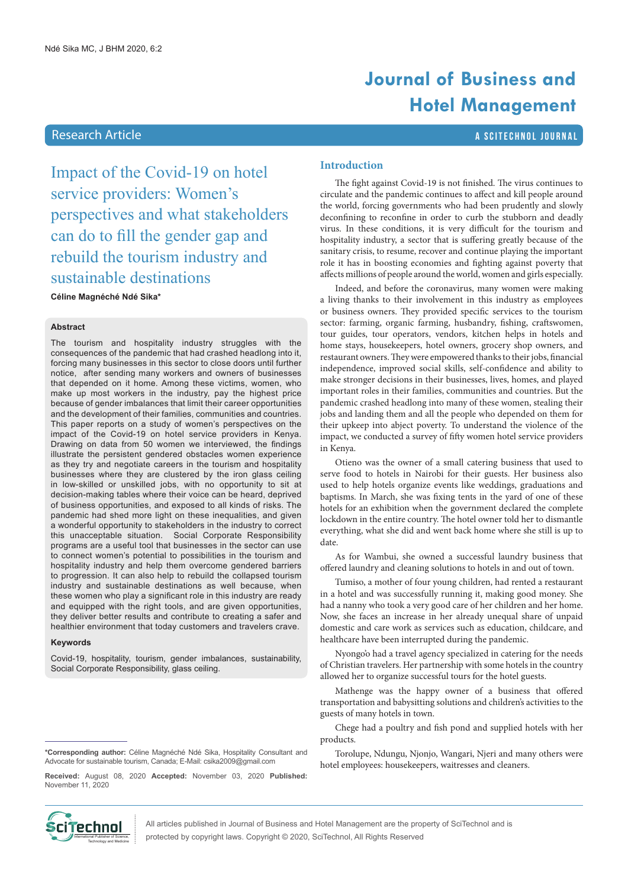Research Article

# Impact of the Covid-19 on hotel service providers: Women's perspectives and what stakeholders can do to fill the gender gap and rebuild the tourism industry and sustainable destinations

**Céline Magnéché Ndé Sika***

### Abstract

The tourism and hospitality industry struggles with the consequences of the pandemic that had crashed headlong into it, forcing many businesses in this sector to close doors until further notice, after sending many workers and owners of businesses that depended on it home. Among these victims, women, who make up most workers in the industry, pay the highest price because of gender imbalances that limit their career opportunities and the development of their families, communities and countries. This paper reports on a study of women's perspectives on the impact of the Covid-19 on hotel service providers in Kenya. Drawing on data from 50 women we interviewed, the findings illustrate the persistent gendered obstacles women experience as they try and negotiate careers in the tourism and hospitality businesses where they are clustered by the iron glass ceiling in low-skilled or unskilled jobs, with no opportunity to sit at decision-making tables where their voice can be heard, deprived of business opportunities, and exposed to all kinds of risks. The pandemic had shed more light on these inequalities, and given a wonderful opportunity to stakeholders in the industry to correct this unacceptable situation. Social Corporate Responsibility programs are a useful tool that businesses in the sector can use to connect women's potential to possibilities in the tourism and hospitality industry and help them overcome gendered barriers to progression. It can also help to rebuild the collapsed tourism industry and sustainable destinations as well because, when these women who play a significant role in this industry are ready and equipped with the right tools, and are given opportunities, they deliver better results and contribute to creating a safer and healthier environment that today customers and travelers crave.

### Keywords

Covid-19, hospitality, tourism, gender imbalances, sustainability, Social Corporate Responsibility, glass ceiling.

***Corresponding author:** Céline Magnéché Ndé Sika, Hospitality Consultant and Advocate for sustainable tourism, Canada; E-Mail: csika2009@gmail.com

**Received:** August 08, 2020 **Accepted:** November 03, 2020 **Published:** November 11, 2020

## Introduction

The fight against Covid-19 is not finished. The virus continues to circulate and the pandemic continues to affect and kill people around the world, forcing governments who had been prudently and slowly deconfining to reconfine in order to curb the stubborn and deadly virus. In these conditions, it is very difficult for the tourism and hospitality industry, a sector that is suffering greatly because of the sanitary crisis, to resume, recover and continue playing the important role it has in boosting economies and fighting against poverty that affects millions of people around the world, women and girls especially.

Indeed, and before the coronavirus, many women were making a living thanks to their involvement in this industry as employees or business owners. They provided specific services to the tourism sector: farming, organic farming, husbandry, fishing, craftswomen, tour guides, tour operators, vendors, kitchen helps in hotels and home stays, housekeepers, hotel owners, grocery shop owners, and restaurant owners. They were empowered thanks to their jobs, financial independence, improved social skills, self-confidence and ability to make stronger decisions in their businesses, lives, homes, and played important roles in their families, communities and countries. But the pandemic crashed headlong into many of these women, stealing their jobs and landing them and all the people who depended on them for their upkeep into abject poverty. To understand the violence of the impact, we conducted a survey of fifty women hotel service providers in Kenya.

Otieno was the owner of a small catering business that used to serve food to hotels in Nairobi for their guests. Her business also used to help hotels organize events like weddings, graduations and baptisms. In March, she was fixing tents in the yard of one of these hotels for an exhibition when the government declared the complete lockdown in the entire country. The hotel owner told her to dismantle everything, what she did and went back home where she still is up to date.

As for Wambui, she owned a successful laundry business that offered laundry and cleaning solutions to hotels in and out of town.

Tumiso, a mother of four young children, had rented a restaurant in a hotel and was successfully running it, making good money. She had a nanny who took a very good care of her children and her home. Now, she faces an increase in her already unequal share of unpaid domestic and care work as services such as education, childcare, and healthcare have been interrupted during the pandemic.

Nyongo'o had a travel agency specialized in catering for the needs of Christian travelers. Her partnership with some hotels in the country allowed her to organize successful tours for the hotel guests.

Mathenge was the happy owner of a business that offered transportation and babysitting solutions and children's activities to the guests of many hotels in town.

Chege had a poultry and fish pond and supplied hotels with her products.

Torolupe, Ndungu, Njonjo, Wangari, Njeri and many others were hotel employees: housekeepers, waitresses and cleaners.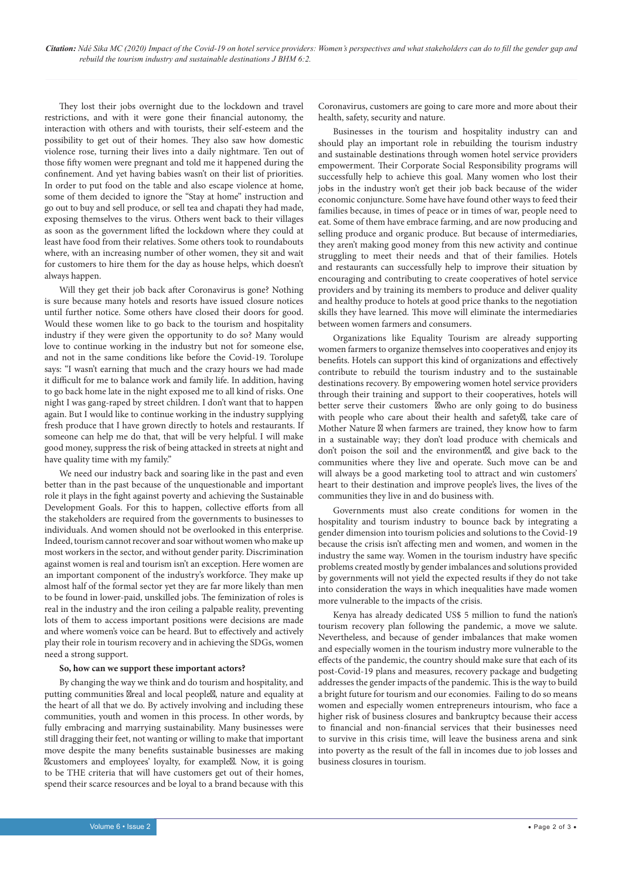They lost their jobs overnight due to the lockdown and travel restrictions, and with it were gone their financial autonomy, the interaction with others and with tourists, their self-esteem and the possibility to get out of their homes. They also saw how domestic violence rose, turning their lives into a daily nightmare. Ten out of those fifty women were pregnant and told me it happened during the confinement. And yet having babies wasn't on their list of priorities. In order to put food on the table and also escape violence at home, some of them decided to ignore the "Stay at home" instruction and go out to buy and sell produce, or sell tea and chapati they had made, exposing themselves to the virus. Others went back to their villages as soon as the government lifted the lockdown where they could at least have food from their relatives. Some others took to roundabouts where, with an increasing number of other women, they sit and wait for customers to hire them for the day as house helps, which doesn't always happen.

Will they get their job back after Coronavirus is gone? Nothing is sure because many hotels and resorts have issued closure notices until further notice. Some others have closed their doors for good. Would these women like to go back to the tourism and hospitality industry if they were given the opportunity to do so? Many would love to continue working in the industry but not for someone else, and not in the same conditions like before the Covid-19. Torolupe says: "I wasn't earning that much and the crazy hours we had made it difficult for me to balance work and family life. In addition, having to go back home late in the night exposed me to all kind of risks. One night I was gang-raped by street children. I don't want that to happen again. But I would like to continue working in the industry supplying fresh produce that I have grown directly to hotels and restaurants. If someone can help me do that, that will be very helpful. I will make good money, suppress the risk of being attacked in streets at night and have quality time with my family."

We need our industry back and soaring like in the past and even better than in the past because of the unquestionable and important role it plays in the fight against poverty and achieving the Sustainable Development Goals. For this to happen, collective efforts from all the stakeholders are required from the governments to businesses to individuals. And women should not be overlooked in this enterprise. Indeed, tourism cannot recover and soar without women who make up most workers in the sector, and without gender parity. Discrimination against women is real and tourism isn't an exception. Here women are an important component of the industry's workforce. They make up almost half of the formal sector yet they are far more likely than men to be found in lower-paid, unskilled jobs. The feminization of roles is real in the industry and the iron ceiling a palpable reality, preventing lots of them to access important positions were decisions are made and where women's voice can be heard. But to effectively and actively play their role in tourism recovery and in achieving the SDGs, women need a strong support.

**So, how can we support these important actors?**

By changing the way we think and do tourism and hospitality, and putting communities real and local people, nature and equality at the heart of all that we do. By actively involving and including these communities, youth and women in this process. In other words, by fully embracing and marrying sustainability. Many businesses were still dragging their feet, not wanting or willing to make that important move despite the many benefits sustainable businesses are making customers and employees' loyalty, for example. Now, it is going to be THE criteria that will have customers get out of their homes, spend their scarce resources and be loyal to a brand because with this Coronavirus, customers are going to care more and more about their health, safety, security and nature.

Businesses in the tourism and hospitality industry can and should play an important role in rebuilding the tourism industry and sustainable destinations through women hotel service providers empowerment. Their Corporate Social Responsibility programs will successfully help to achieve this goal. Many women who lost their jobs in the industry won't get their job back because of the wider economic conjuncture. Some have have found other ways to feed their families because, in times of peace or in times of war, people need to eat. Some of them have embrace farming, and are now producing and selling produce and organic produce. But because of intermediaries, they aren't making good money from this new activity and continue struggling to meet their needs and that of their families. Hotels and restaurants can successfully help to improve their situation by encouraging and contributing to create cooperatives of hotel service providers and by training its members to produce and deliver quality and healthy produce to hotels at good price thanks to the negotiation skills they have learned. This move will eliminate the intermediaries between women farmers and consumers.

Organizations like Equality Tourism are already supporting women farmers to organize themselves into cooperatives and enjoy its benefits. Hotels can support this kind of organizations and effectively contribute to rebuild the tourism industry and to the sustainable destinations recovery. By empowering women hotel service providers through their training and support to their cooperatives, hotels will better serve their customers who are only going to do business with people who care about their health and safety, take care of Mother Nature when farmers are trained, they know how to farm in a sustainable way; they don't load produce with chemicals and don't poison the soil and the environment, and give back to the communities where they live and operate. Such move can be and will always be a good marketing tool to attract and win customers' heart to their destination and improve people's lives, the lives of the communities they live in and do business with.

Governments must also create conditions for women in the hospitality and tourism industry to bounce back by integrating a gender dimension into tourism policies and solutions to the Covid-19 because the crisis isn't affecting men and women, and women in the industry the same way. Women in the tourism industry have specific problems created mostly by gender imbalances and solutions provided by governments will not yield the expected results if they do not take into consideration the ways in which inequalities have made women more vulnerable to the impacts of the crisis.

Kenya has already dedicated US$ 5 million to fund the nation's tourism recovery plan following the pandemic, a move we salute. Nevertheless, and because of gender imbalances that make women and especially women in the tourism industry more vulnerable to the effects of the pandemic, the country should make sure that each of its post-Covid-19 plans and measures, recovery package and budgeting addresses the gender impacts of the pandemic. This is the way to build a bright future for tourism and our economies. Failing to do so means women and especially women entrepreneurs intourism, who face a higher risk of business closures and bankruptcy because their access to financial and non-financial services that their businesses need to survive in this crisis time, will leave the business arena and sink into poverty as the result of the fall in incomes due to job losses and business closures in tourism.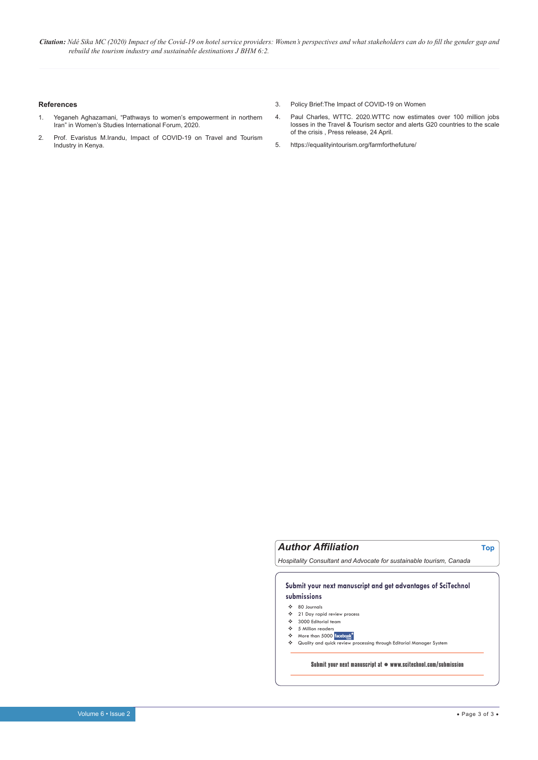## References

1. Yeganeh Aghazamani, "Pathways to women's empowerment in northern Iran" in Women's Studies International Forum, 2020.
2. Prof. Evaristus M.Irandu, Impact of COVID-19 on Travel and Tourism Industry in Kenya.
3. Policy Brief:The Impact of COVID-19 on Women
4. Paul Charles, WTTC. 2020.WTTC now estimates over 100 million jobs losses in the Travel & Tourism sector and alerts G20 countries to the scale of the crisis , Press release, 24 April.
5. https://equalityintourism.org/farmforthefuture/

## Author Affiliation

*Hospitality Consultant and Advocate for sustainable tourism, Canada*

**Submit your next manuscript and get advantages of SciTechnol submissions**

- 80 Journals
- 21 Day rapid review process
- 3000 Editorial team
- 5 Million readers
- More than 5000 facebook
- Quality and quick review processing through Editorial Manager System

**Submit your next manuscript at ● www.scitechnol.com/submission**